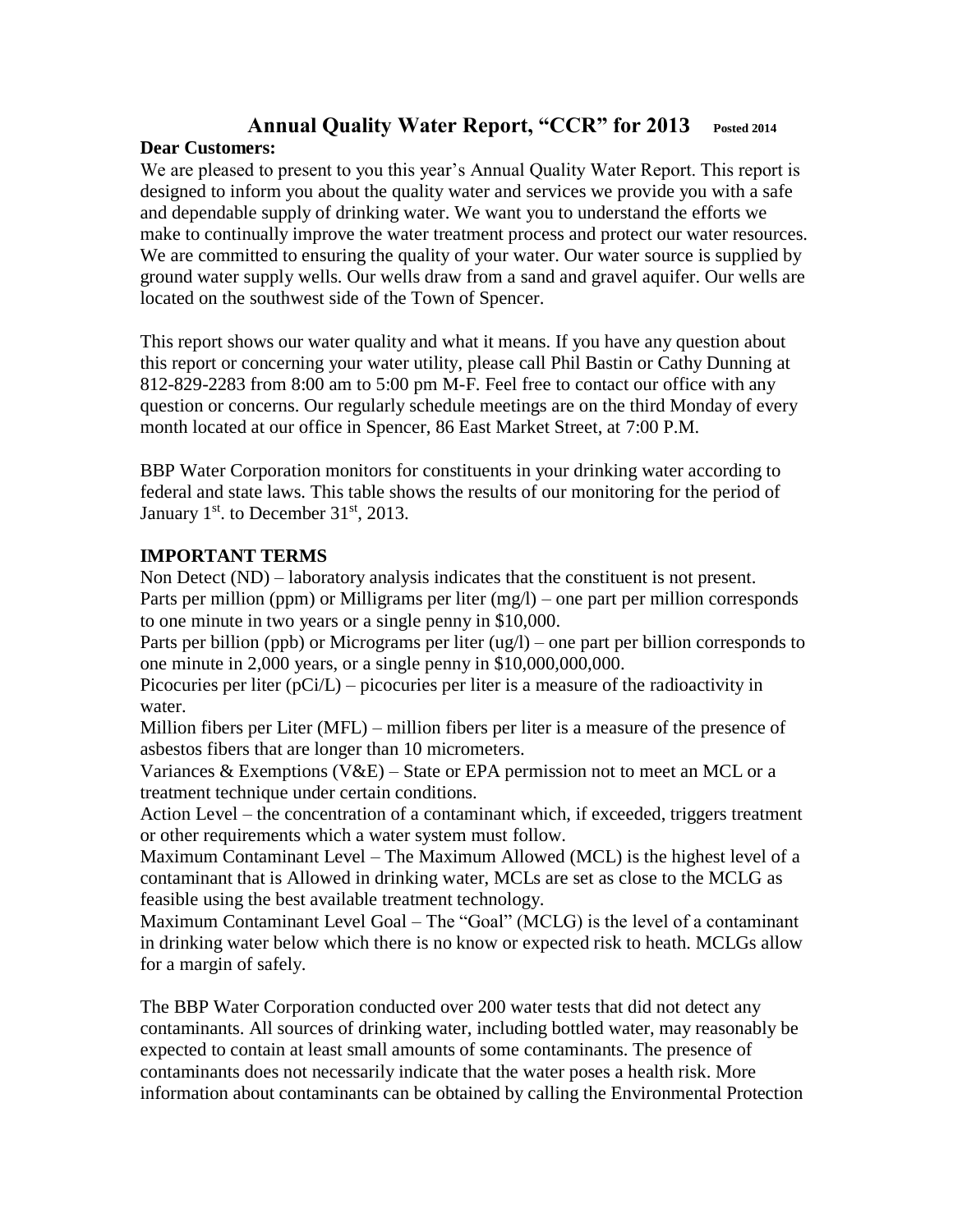# Annual Quality Water Report, "CCR" for 2013 Posted 2014

**Dear Customers:**

We are pleased to present to you this year's Annual Quality Water Report. This report is designed to inform you about the quality water and services we provide you with a safe and dependable supply of drinking water. We want you to understand the efforts we make to continually improve the water treatment process and protect our water resources. We are committed to ensuring the quality of your water. Our water source is supplied by ground water supply wells. Our wells draw from a sand and gravel aquifer. Our wells are located on the southwest side of the Town of Spencer.

This report shows our water quality and what it means. If you have any question about this report or concerning your water utility, please call Phil Bastin or Cathy Dunning at 812-829-2283 from 8:00 am to 5:00 pm M-F. Feel free to contact our office with any question or concerns. Our regularly schedule meetings are on the third Monday of every month located at our office in Spencer, 86 East Market Street, at 7:00 P.M.

BBP Water Corporation monitors for constituents in your drinking water according to federal and state laws. This table shows the results of our monitoring for the period of January 1st. to December 31st, 2013.

## IMPORTANT TERMS

Non Detect (ND) – laboratory analysis indicates that the constituent is not present.

Parts per million (ppm) or Milligrams per liter (mg/l) – one part per million corresponds to one minute in two years or a single penny in $10,000.

Parts per billion (ppb) or Micrograms per liter (ug/l) – one part per billion corresponds to one minute in 2,000 years, or a single penny in $10,000,000,000.

Picocuries per liter (pCi/L) – picocuries per liter is a measure of the radioactivity in water.

Million fibers per Liter (MFL) – million fibers per liter is a measure of the presence of asbestos fibers that are longer than 10 micrometers.

Variances & Exemptions (V&E) – State or EPA permission not to meet an MCL or a treatment technique under certain conditions.

Action Level – the concentration of a contaminant which, if exceeded, triggers treatment or other requirements which a water system must follow.

Maximum Contaminant Level – The Maximum Allowed (MCL) is the highest level of a contaminant that is Allowed in drinking water, MCLs are set as close to the MCLG as feasible using the best available treatment technology.

Maximum Contaminant Level Goal – The "Goal" (MCLG) is the level of a contaminant in drinking water below which there is no know or expected risk to heath. MCLGs allow for a margin of safely.

The BBP Water Corporation conducted over 200 water tests that did not detect any contaminants. All sources of drinking water, including bottled water, may reasonably be expected to contain at least small amounts of some contaminants. The presence of contaminants does not necessarily indicate that the water poses a health risk. More information about contaminants can be obtained by calling the Environmental Protection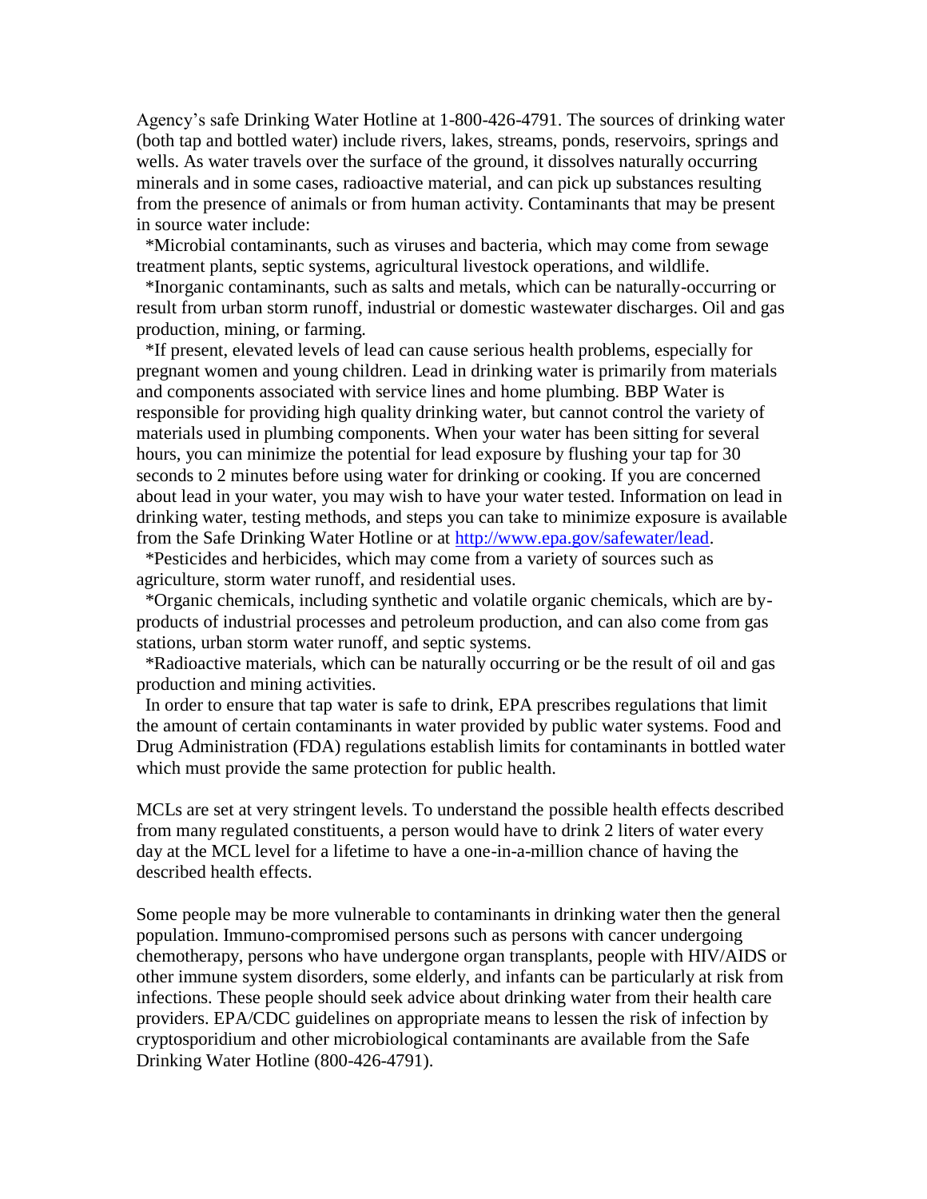Agency's safe Drinking Water Hotline at 1-800-426-4791. The sources of drinking water (both tap and bottled water) include rivers, lakes, streams, ponds, reservoirs, springs and wells. As water travels over the surface of the ground, it dissolves naturally occurring minerals and in some cases, radioactive material, and can pick up substances resulting from the presence of animals or from human activity. Contaminants that may be present in source water include:

*Microbial contaminants, such as viruses and bacteria, which may come from sewage treatment plants, septic systems, agricultural livestock operations, and wildlife.

*Inorganic contaminants, such as salts and metals, which can be naturally-occurring or result from urban storm runoff, industrial or domestic wastewater discharges. Oil and gas production, mining, or farming.

*If present, elevated levels of lead can cause serious health problems, especially for pregnant women and young children. Lead in drinking water is primarily from materials and components associated with service lines and home plumbing. BBP Water is responsible for providing high quality drinking water, but cannot control the variety of materials used in plumbing components. When your water has been sitting for several hours, you can minimize the potential for lead exposure by flushing your tap for 30 seconds to 2 minutes before using water for drinking or cooking. If you are concerned about lead in your water, you may wish to have your water tested. Information on lead in drinking water, testing methods, and steps you can take to minimize exposure is available from the Safe Drinking Water Hotline or at [http://www.epa.gov/safewater/lead](http://www.epa.gov/safewater/lead).

*Pesticides and herbicides, which may come from a variety of sources such as agriculture, storm water runoff, and residential uses.

*Organic chemicals, including synthetic and volatile organic chemicals, which are by-products of industrial processes and petroleum production, and can also come from gas stations, urban storm water runoff, and septic systems.

*Radioactive materials, which can be naturally occurring or be the result of oil and gas production and mining activities.

In order to ensure that tap water is safe to drink, EPA prescribes regulations that limit the amount of certain contaminants in water provided by public water systems. Food and Drug Administration (FDA) regulations establish limits for contaminants in bottled water which must provide the same protection for public health.

MCLs are set at very stringent levels. To understand the possible health effects described from many regulated constituents, a person would have to drink 2 liters of water every day at the MCL level for a lifetime to have a one-in-a-million chance of having the described health effects.

Some people may be more vulnerable to contaminants in drinking water then the general population. Immuno-compromised persons such as persons with cancer undergoing chemotherapy, persons who have undergone organ transplants, people with HIV/AIDS or other immune system disorders, some elderly, and infants can be particularly at risk from infections. These people should seek advice about drinking water from their health care providers. EPA/CDC guidelines on appropriate means to lessen the risk of infection by cryptosporidium and other microbiological contaminants are available from the Safe Drinking Water Hotline (800-426-4791).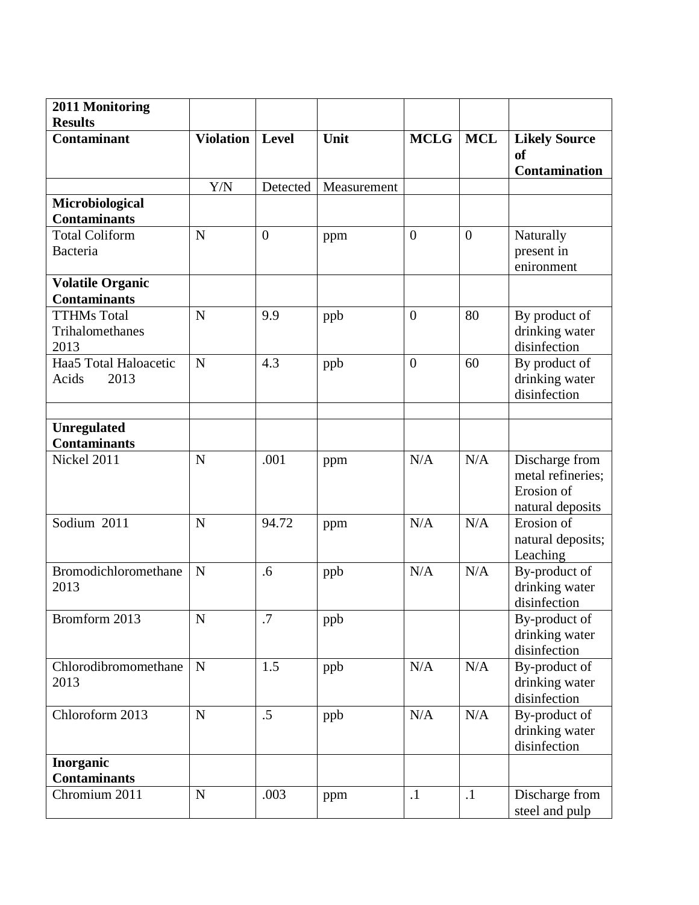| 2011 Monitoring Results | | | | | | |
|---|---|---|---|---|---|---|
| **Contaminant** | **Violation** | **Level** | **Unit** | **MCLG** | **MCL** | **Likely Source of Contamination** |
| | Y/N | Detected | Measurement | | | |
| **Microbiological Contaminants** | | | | | | |
| Total Coliform Bacteria | N | 0 | ppm | 0 | 0 | Naturally present in enironment |
| **Volatile Organic Contaminants** | | | | | | |
| TTHMs Total Trihalomethanes 2013 | N | 9.9 | ppb | 0 | 80 | By product of drinking water disinfection |
| Haa5 Total Haloacetic Acids 2013 | N | 4.3 | ppb | 0 | 60 | By product of drinking water disinfection |
| | | | | | | |
| **Unregulated Contaminants** | | | | | | |
| Nickel 2011 | N | .001 | ppm | N/A | N/A | Discharge from metal refineries; Erosion of natural deposits |
| Sodium 2011 | N | 94.72 | ppm | N/A | N/A | Erosion of natural deposits; Leaching |
| Bromodichloromethane 2013 | N | .6 | ppb | N/A | N/A | By-product of drinking water disinfection |
| Bromform 2013 | N | .7 | ppb | | | By-product of drinking water disinfection |
| Chlorodibromomethane 2013 | N | 1.5 | ppb | N/A | N/A | By-product of drinking water disinfection |
| Chloroform 2013 | N | .5 | ppb | N/A | N/A | By-product of drinking water disinfection |
| **Inorganic Contaminants** | | | | | | |
| Chromium 2011 | N | .003 | ppm | .1 | .1 | Discharge from steel and pulp |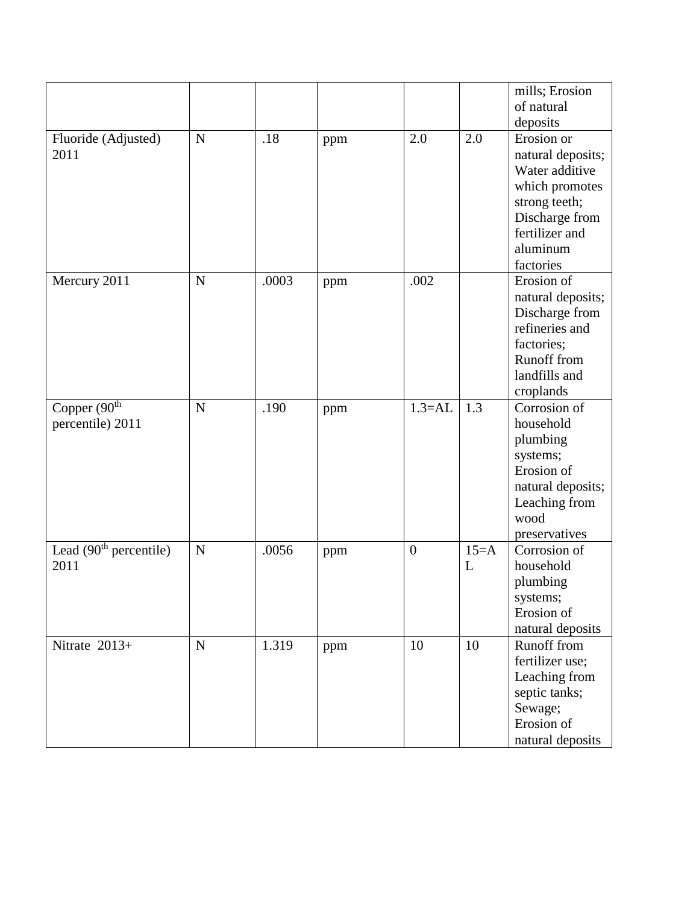| | | | | | | |
|---|---|---|---|---|---|---|
| | | | | | | mills; Erosion of natural deposits |
| Fluoride (Adjusted) 2011 | N | .18 | ppm | 2.0 | 2.0 | Erosion or natural deposits; Water additive which promotes strong teeth; Discharge from fertilizer and aluminum factories |
| Mercury 2011 | N | .0003 | ppm | .002 | | Erosion of natural deposits; Discharge from refineries and factories; Runoff from landfills and croplands |
| Copper (90th percentile) 2011 | N | .190 | ppm | 1.3=AL | 1.3 | Corrosion of household plumbing systems; Erosion of natural deposits; Leaching from wood preservatives |
| Lead (90th percentile) 2011 | N | .0056 | ppm | 0 | 15=AL | Corrosion of household plumbing systems; Erosion of natural deposits |
| Nitrate 2013+ | N | 1.319 | ppm | 10 | 10 | Runoff from fertilizer use; Leaching from septic tanks; Sewage; Erosion of natural deposits |